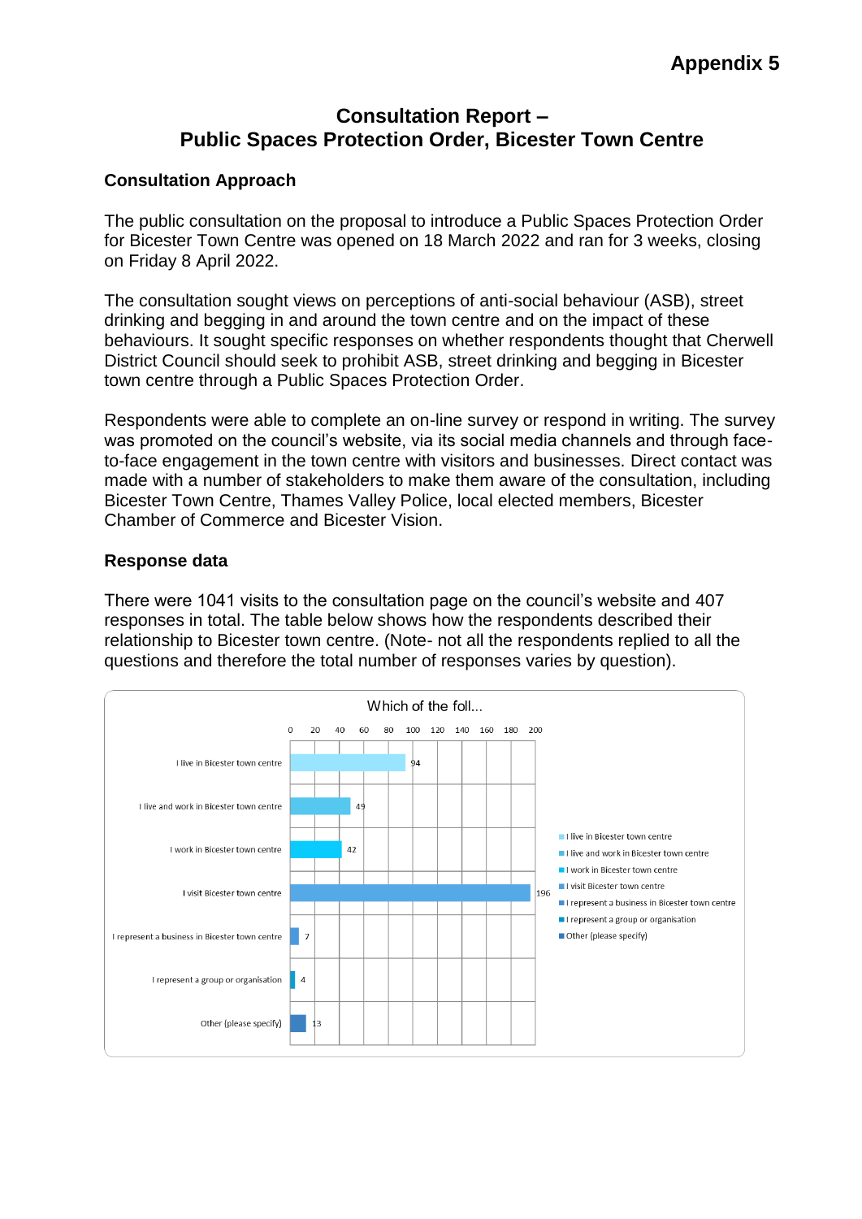**Appendix 5**

# Consultation Report – Public Spaces Protection Order, Bicester Town Centre

## Consultation Approach

The public consultation on the proposal to introduce a Public Spaces Protection Order for Bicester Town Centre was opened on 18 March 2022 and ran for 3 weeks, closing on Friday 8 April 2022.

The consultation sought views on perceptions of anti-social behaviour (ASB), street drinking and begging in and around the town centre and on the impact of these behaviours. It sought specific responses on whether respondents thought that Cherwell District Council should seek to prohibit ASB, street drinking and begging in Bicester town centre through a Public Spaces Protection Order.

Respondents were able to complete an on-line survey or respond in writing. The survey was promoted on the council's website, via its social media channels and through face-to-face engagement in the town centre with visitors and businesses. Direct contact was made with a number of stakeholders to make them aware of the consultation, including Bicester Town Centre, Thames Valley Police, local elected members, Bicester Chamber of Commerce and Bicester Vision.

## Response data

There were 1041 visits to the consultation page on the council's website and 407 responses in total. The table below shows how the respondents described their relationship to Bicester town centre. (Note- not all the respondents replied to all the questions and therefore the total number of responses varies by question).

Which of the foll...

| Response | Count |
|---|---|
| I live in Bicester town centre | 94 |
| I live and work in Bicester town centre | 49 |
| I work in Bicester town centre | 42 |
| I visit Bicester town centre | 196 |
| I represent a business in Bicester town centre | 7 |
| I represent a group or organisation | 4 |
| Other (please specify) | 13 |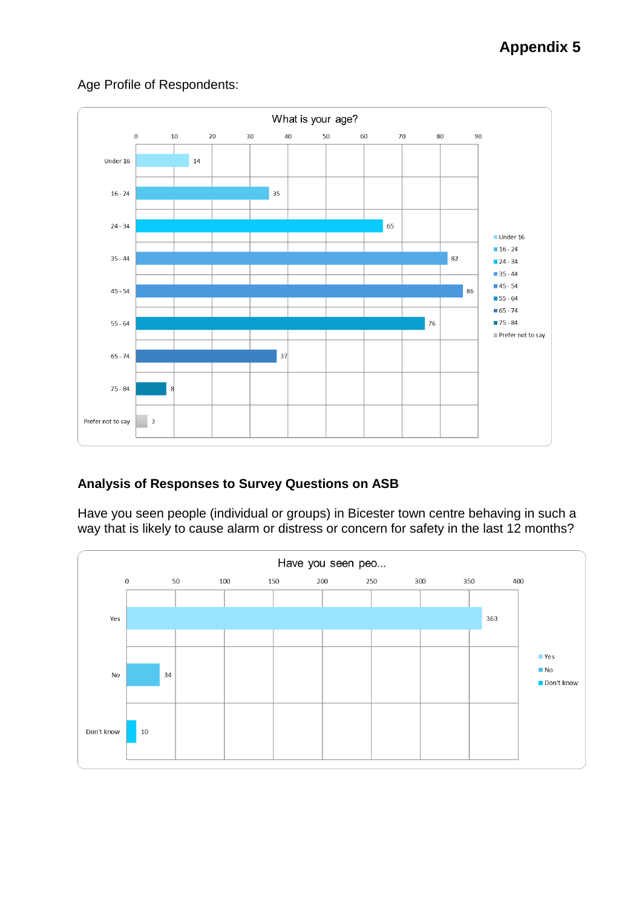# Appendix 5

Age Profile of Respondents:

**What is your age?**

| Age | Count |
|---|---|
| Under 16 | 14 |
| 16 - 24 | 35 |
| 24 - 34 | 65 |
| 35 - 44 | 82 |
| 45 - 54 | 86 |
| 55 - 64 | 76 |
| 65 - 74 | 37 |
| 75 - 84 | 8 |
| Prefer not to say | 3 |

## Analysis of Responses to Survey Questions on ASB

Have you seen people (individual or groups) in Bicester town centre behaving in such a way that is likely to cause alarm or distress or concern for safety in the last 12 months?

**Have you seen peo...**

| Response | Count |
|---|---|
| Yes | 363 |
| No | 34 |
| Don't know | 10 |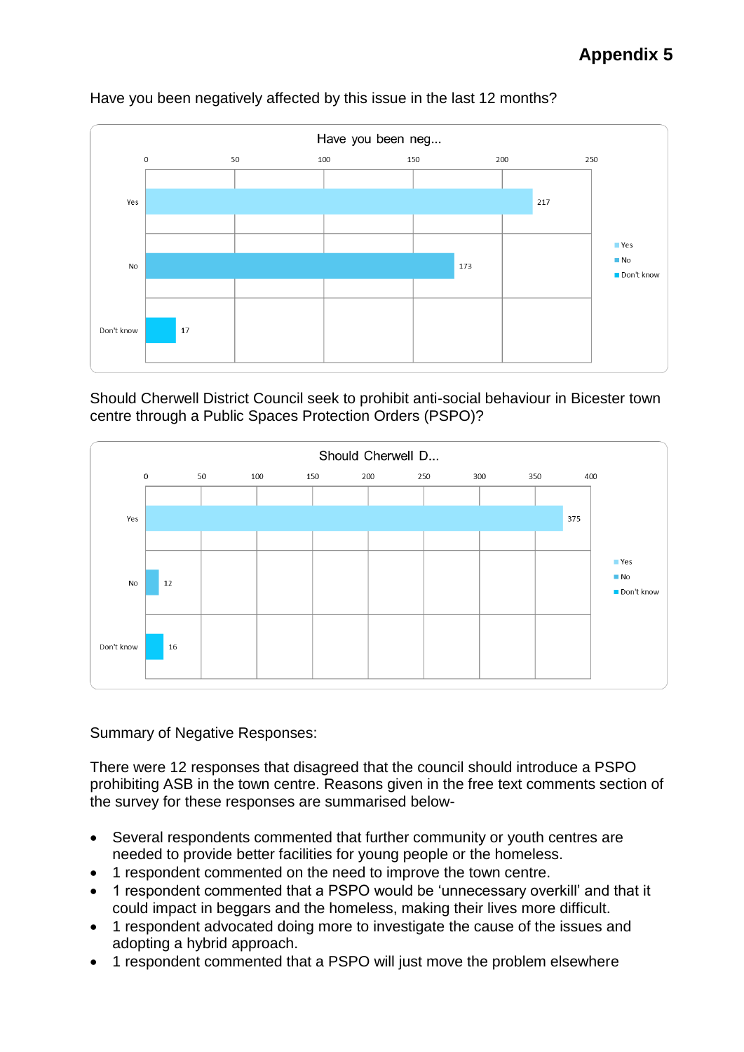# Appendix 5

Have you been negatively affected by this issue in the last 12 months?

Have you been neg...

| Response | Count |
|---|---|
| Yes | 217 |
| No | 173 |
| Don't know | 17 |

Should Cherwell District Council seek to prohibit anti-social behaviour in Bicester town centre through a Public Spaces Protection Orders (PSPO)?

Should Cherwell D...

| Response | Count |
|---|---|
| Yes | 375 |
| No | 12 |
| Don't know | 16 |

Summary of Negative Responses:

There were 12 responses that disagreed that the council should introduce a PSPO prohibiting ASB in the town centre. Reasons given in the free text comments section of the survey for these responses are summarised below-

- Several respondents commented that further community or youth centres are needed to provide better facilities for young people or the homeless.
- 1 respondent commented on the need to improve the town centre.
- 1 respondent commented that a PSPO would be 'unnecessary overkill' and that it could impact in beggars and the homeless, making their lives more difficult.
- 1 respondent advocated doing more to investigate the cause of the issues and adopting a hybrid approach.
- 1 respondent commented that a PSPO will just move the problem elsewhere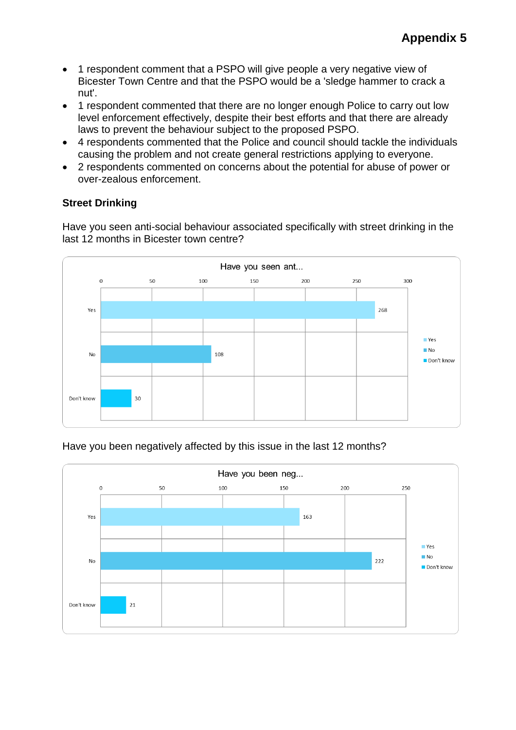- 1 respondent comment that a PSPO will give people a very negative view of Bicester Town Centre and that the PSPO would be a 'sledge hammer to crack a nut'.
- 1 respondent commented that there are no longer enough Police to carry out low level enforcement effectively, despite their best efforts and that there are already laws to prevent the behaviour subject to the proposed PSPO.
- 4 respondents commented that the Police and council should tackle the individuals causing the problem and not create general restrictions applying to everyone.
- 2 respondents commented on concerns about the potential for abuse of power or over-zealous enforcement.

### Street Drinking

Have you seen anti-social behaviour associated specifically with street drinking in the last 12 months in Bicester town centre?

Have you seen ant...

| Response | Count |
| --- | --- |
| Yes | 268 |
| No | 108 |
| Don't know | 30 |

Have you been negatively affected by this issue in the last 12 months?

Have you been neg...

| Response | Count |
| --- | --- |
| Yes | 163 |
| No | 222 |
| Don't know | 21 |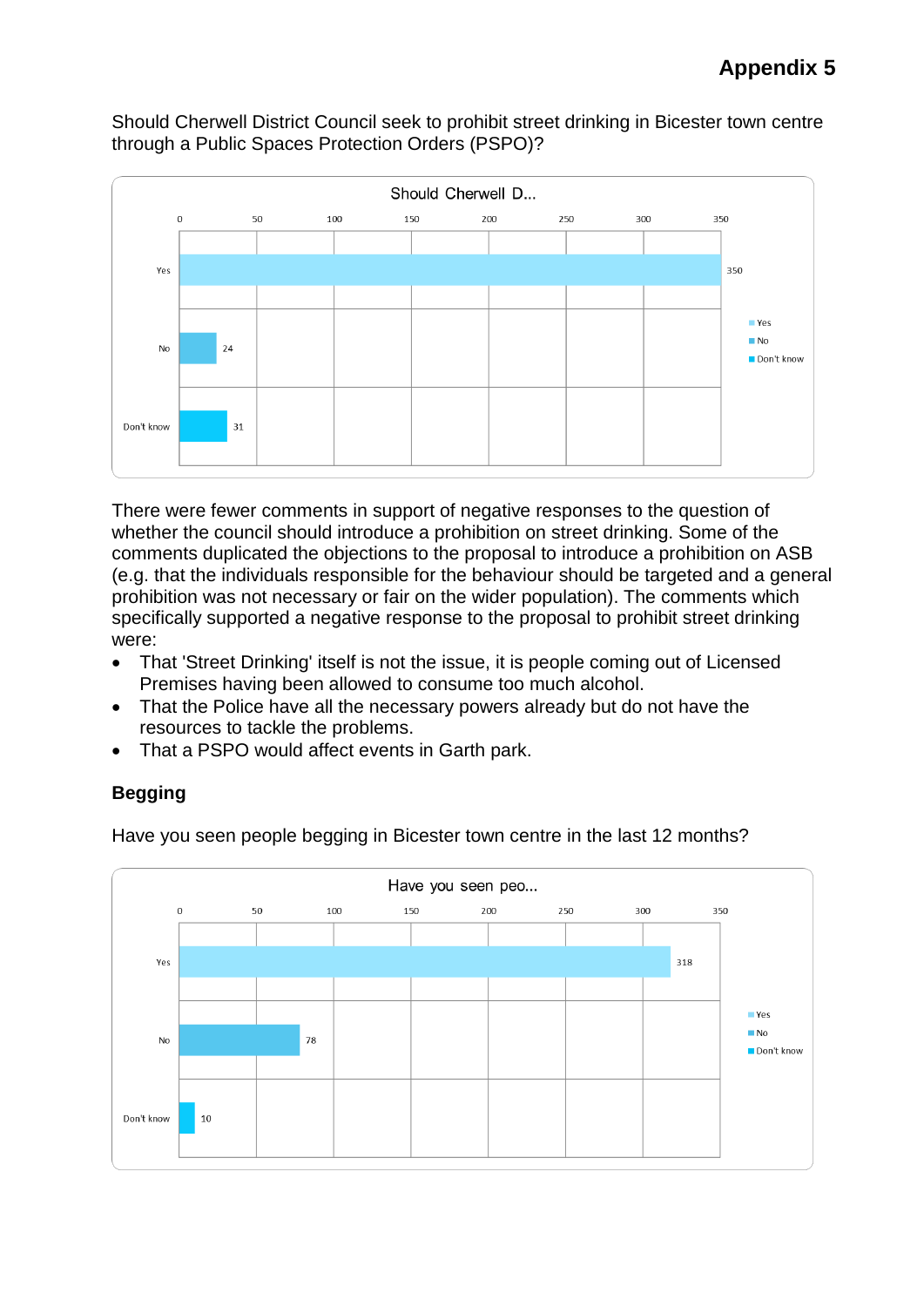## Appendix 5

Should Cherwell District Council seek to prohibit street drinking in Bicester town centre through a Public Spaces Protection Orders (PSPO)?

| Should Cherwell D... | |
|---|---|
| Yes | 350 |
| No | 24 |
| Don't know | 31 |

There were fewer comments in support of negative responses to the question of whether the council should introduce a prohibition on street drinking. Some of the comments duplicated the objections to the proposal to introduce a prohibition on ASB (e.g. that the individuals responsible for the behaviour should be targeted and a general prohibition was not necessary or fair on the wider population). The comments which specifically supported a negative response to the proposal to prohibit street drinking were:

- That 'Street Drinking' itself is not the issue, it is people coming out of Licensed Premises having been allowed to consume too much alcohol.
- That the Police have all the necessary powers already but do not have the resources to tackle the problems.
- That a PSPO would affect events in Garth park.

### Begging

Have you seen people begging in Bicester town centre in the last 12 months?

| Have you seen peo... | |
|---|---|
| Yes | 318 |
| No | 78 |
| Don't know | 10 |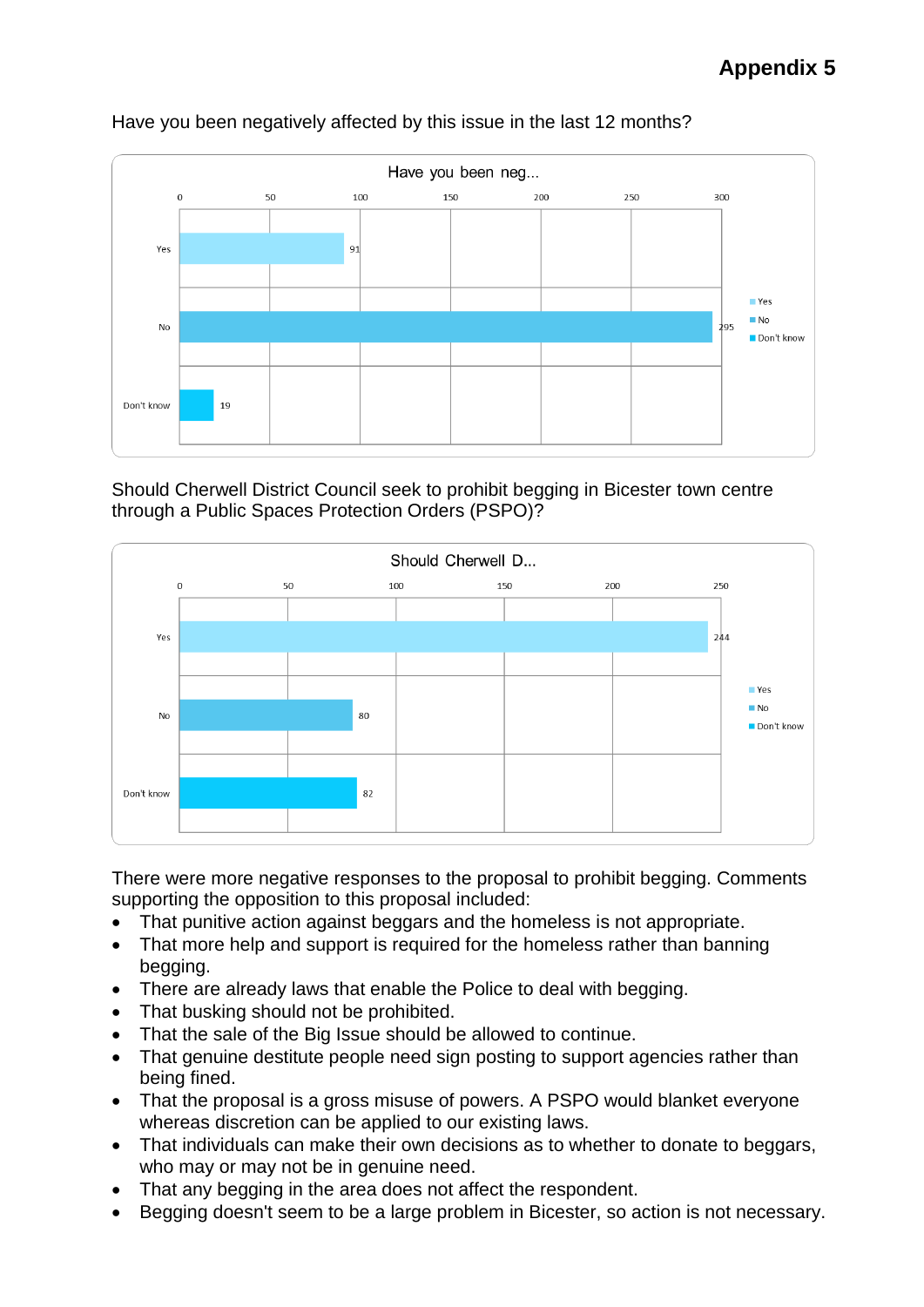# Appendix 5

Have you been negatively affected by this issue in the last 12 months?

Have you been neg...

0 50 100 150 200 250 300

Yes 91

No 295

Don't know 19

Yes
No
Don't know

Should Cherwell District Council seek to prohibit begging in Bicester town centre through a Public Spaces Protection Orders (PSPO)?

Should Cherwell D...

0 50 100 150 200 250

Yes 244

No 80

Don't know 82

Yes
No
Don't know

There were more negative responses to the proposal to prohibit begging. Comments supporting the opposition to this proposal included:

- That punitive action against beggars and the homeless is not appropriate.
- That more help and support is required for the homeless rather than banning begging.
- There are already laws that enable the Police to deal with begging.
- That busking should not be prohibited.
- That the sale of the Big Issue should be allowed to continue.
- That genuine destitute people need sign posting to support agencies rather than being fined.
- That the proposal is a gross misuse of powers. A PSPO would blanket everyone whereas discretion can be applied to our existing laws.
- That individuals can make their own decisions as to whether to donate to beggars, who may or may not be in genuine need.
- That any begging in the area does not affect the respondent.
- Begging doesn't seem to be a large problem in Bicester, so action is not necessary.